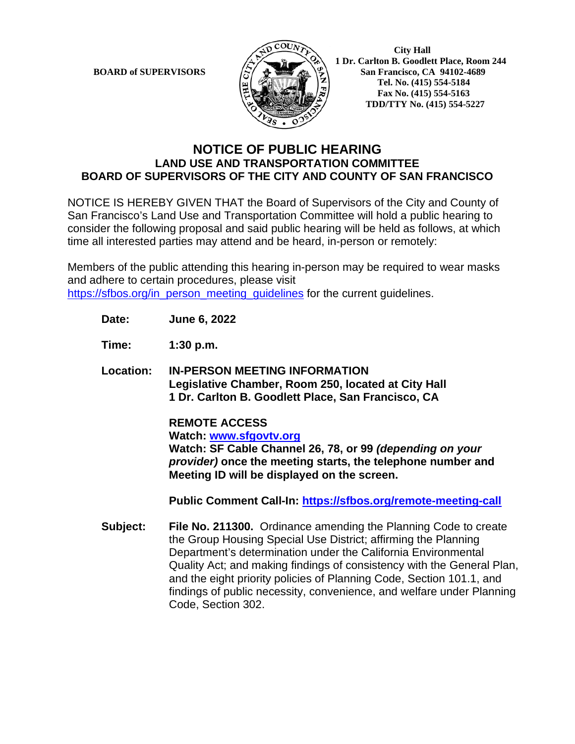BOARD of SUPERVISORS

City Hall
1 Dr. Carlton B. Goodlett Place, Room 244
San Francisco, CA 94102-4689
Tel. No. (415) 554-5184
Fax No. (415) 554-5163
TDD/TTY No. (415) 554-5227

# NOTICE OF PUBLIC HEARING

## LAND USE AND TRANSPORTATION COMMITTEE
## BOARD OF SUPERVISORS OF THE CITY AND COUNTY OF SAN FRANCISCO

NOTICE IS HEREBY GIVEN THAT the Board of Supervisors of the City and County of San Francisco's Land Use and Transportation Committee will hold a public hearing to consider the following proposal and said public hearing will be held as follows, at which time all interested parties may attend and be heard, in-person or remotely:

Members of the public attending this hearing in-person may be required to wear masks and adhere to certain procedures, please visit https://sfbos.org/in_person_meeting_guidelines for the current guidelines.

**Date:** **June 6, 2022**

**Time:** **1:30 p.m.**

**Location:** **IN-PERSON MEETING INFORMATION**
**Legislative Chamber, Room 250, located at City Hall**
**1 Dr. Carlton B. Goodlett Place, San Francisco, CA**

**REMOTE ACCESS**
**Watch: www.sfgovtv.org**
**Watch: SF Cable Channel 26, 78, or 99 *(depending on your provider)* once the meeting starts, the telephone number and Meeting ID will be displayed on the screen.**

**Public Comment Call-In: https://sfbos.org/remote-meeting-call**

**Subject:** **File No. 211300.** Ordinance amending the Planning Code to create the Group Housing Special Use District; affirming the Planning Department's determination under the California Environmental Quality Act; and making findings of consistency with the General Plan, and the eight priority policies of Planning Code, Section 101.1, and findings of public necessity, convenience, and welfare under Planning Code, Section 302.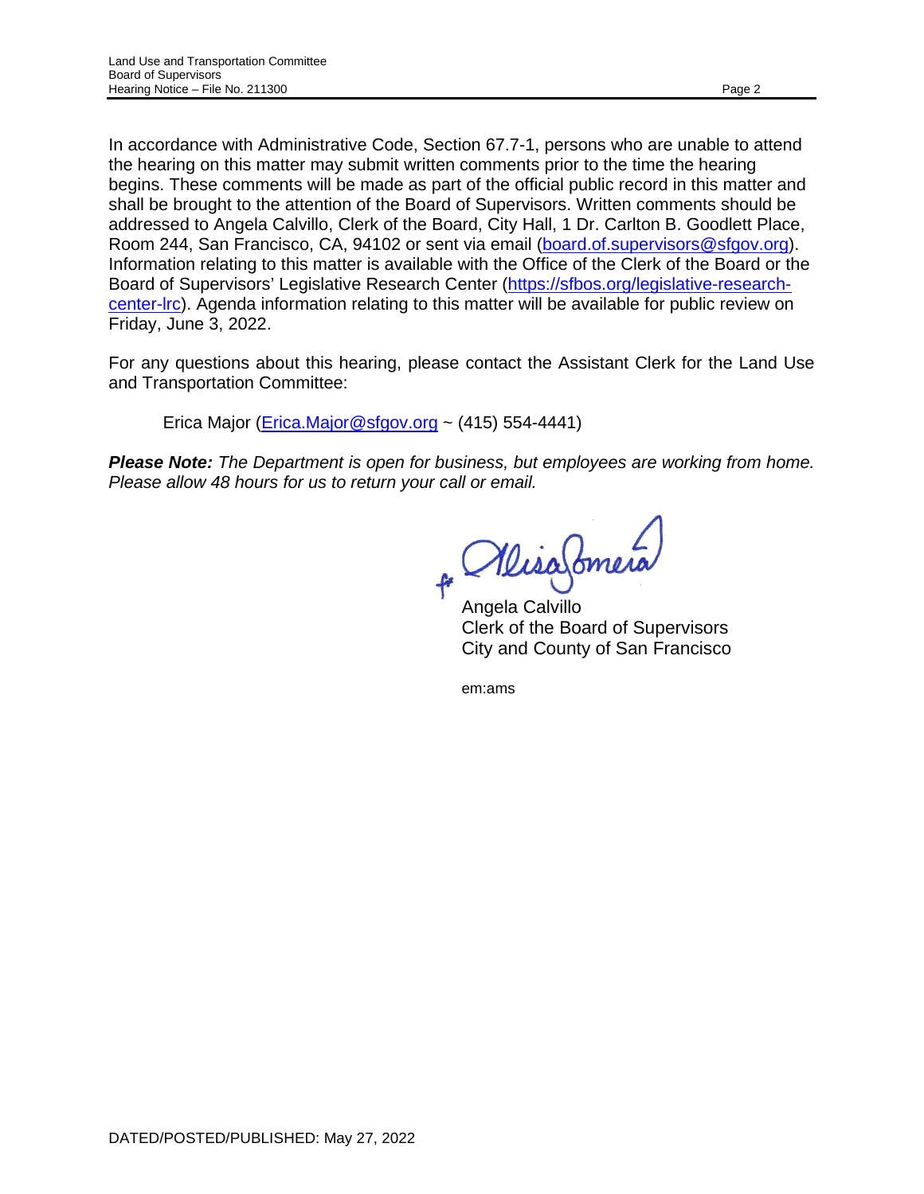In accordance with Administrative Code, Section 67.7-1, persons who are unable to attend the hearing on this matter may submit written comments prior to the time the hearing begins. These comments will be made as part of the official public record in this matter and shall be brought to the attention of the Board of Supervisors. Written comments should be addressed to Angela Calvillo, Clerk of the Board, City Hall, 1 Dr. Carlton B. Goodlett Place, Room 244, San Francisco, CA, 94102 or sent via email (board.of.supervisors@sfgov.org). Information relating to this matter is available with the Office of the Clerk of the Board or the Board of Supervisors' Legislative Research Center (https://sfbos.org/legislative-research-center-lrc). Agenda information relating to this matter will be available for public review on Friday, June 3, 2022.

For any questions about this hearing, please contact the Assistant Clerk for the Land Use and Transportation Committee:

Erica Major (Erica.Major@sfgov.org ~ (415) 554-4441)

***Please Note:*** *The Department is open for business, but employees are working from home. Please allow 48 hours for us to return your call or email.*

Angela Calvillo
Clerk of the Board of Supervisors
City and County of San Francisco

em:ams

DATED/POSTED/PUBLISHED: May 27, 2022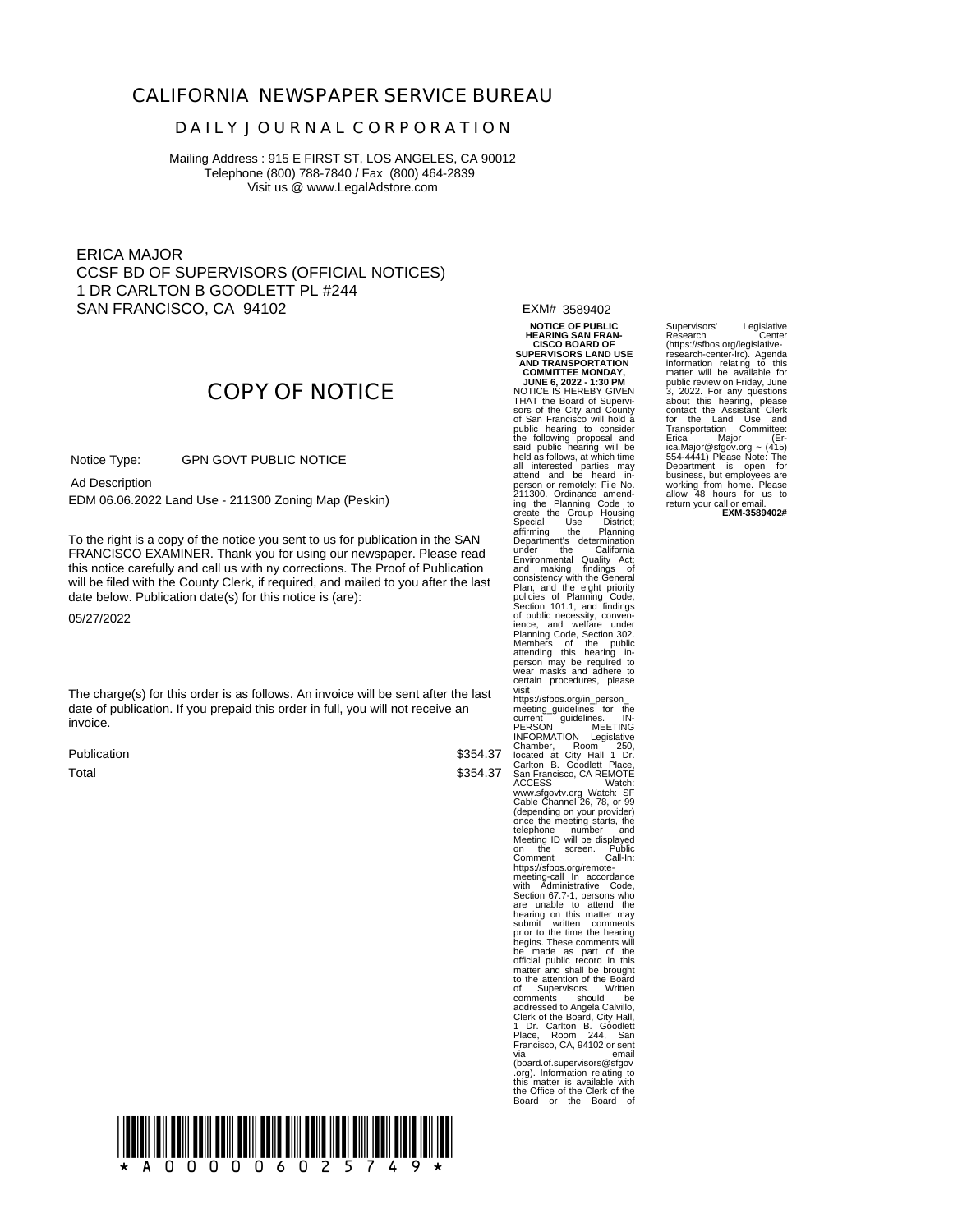# CALIFORNIA NEWSPAPER SERVICE BUREAU

## DAILY JOURNAL CORPORATION

Mailing Address : 915 E FIRST ST, LOS ANGELES, CA 90012
Telephone (800) 788-7840 / Fax (800) 464-2839
Visit us @ www.LegalAdstore.com

ERICA MAJOR
CCSF BD OF SUPERVISORS (OFFICIAL NOTICES)
1 DR CARLTON B GOODLETT PL #244
SAN FRANCISCO, CA 94102

EXM# 3589402

## COPY OF NOTICE

Notice Type: GPN GOVT PUBLIC NOTICE

Ad Description

EDM 06.06.2022 Land Use - 211300 Zoning Map (Peskin)

To the right is a copy of the notice you sent to us for publication in the SAN FRANCISCO EXAMINER. Thank you for using our newspaper. Please read this notice carefully and call us with ny corrections. The Proof of Publication will be filed with the County Clerk, if required, and mailed to you after the last date below. Publication date(s) for this notice is (are):

05/27/2022

The charge(s) for this order is as follows. An invoice will be sent after the last date of publication. If you prepaid this order in full, you will not receive an invoice.

| | |
|---|---|
| Publication | $354.37 |
| Total | $354.37 |

**NOTICE OF PUBLIC HEARING SAN FRANCISCO BOARD OF SUPERVISORS LAND USE AND TRANSPORTATION COMMITTEE MONDAY, JUNE 6, 2022 - 1:30 PM**
NOTICE IS HEREBY GIVEN THAT the Board of Supervisors of the City and County of San Francisco will hold a public hearing to consider the following proposal and said public hearing will be held as follows, at which time all interested parties may attend and be heard in-person or remotely: File No. 211300. Ordinance amending the Planning Code to create the Group Housing Special Use District; affirming the Planning Department's determination under the California Environmental Quality Act; and making findings of consistency with the General Plan, and the eight priority policies of Planning Code, Section 101.1, and findings of public necessity, convenience, and welfare under Planning Code, Section 302. Members of the public attending this hearing in-person may be required to wear masks and adhere to certain procedures, please visit https://sfbos.org/in_person_meeting_guidelines for the current guidelines. IN-PERSON MEETING INFORMATION Legislative Chamber, Room 250, located at City Hall 1 Dr. Carlton B. Goodlett Place, San Francisco, CA REMOTE ACCESS Watch: www.sfgovtv.org Watch: SF Cable Channel 26, 78, or 99 (depending on your provider) once the meeting starts, the telephone number and Meeting ID will be displayed on the screen. Public Comment Call-In: https://sfbos.org/remote-meeting-call In accordance with Administrative Code, Section 67.7-1, persons who are unable to attend the hearing on this matter may submit written comments prior to the time the hearing begins. These comments will be made as part of the official public record in this matter and shall be brought to the attention of the Board of Supervisors. Written comments should be addressed to Angela Calvillo, Clerk of the Board, City Hall, 1 Dr. Carlton B. Goodlett Place, Room 244, San Francisco, CA, 94102 or sent via email (board.of.supervisors@sfgov.org). Information relating to this matter is available with the Office of the Clerk of the Board or the Board of Supervisors' Legislative Research Center (https://sfbos.org/legislative-research-center-lrc). Agenda information relating to this matter will be available for public review on Friday, June 3, 2022. For any questions about this hearing, please contact the Assistant Clerk for the Land Use and Transportation Committee: Erica Major (Erica.Major@sfgov.org ~ (415) 554-4441) Please Note: The Department is open for business, but employees are working from home. Please allow 48 hours for us to return your call or email.
**EXM-3589402#**

\* A 0 0 0 0 0 6 0 2 5 7 4 9 \*